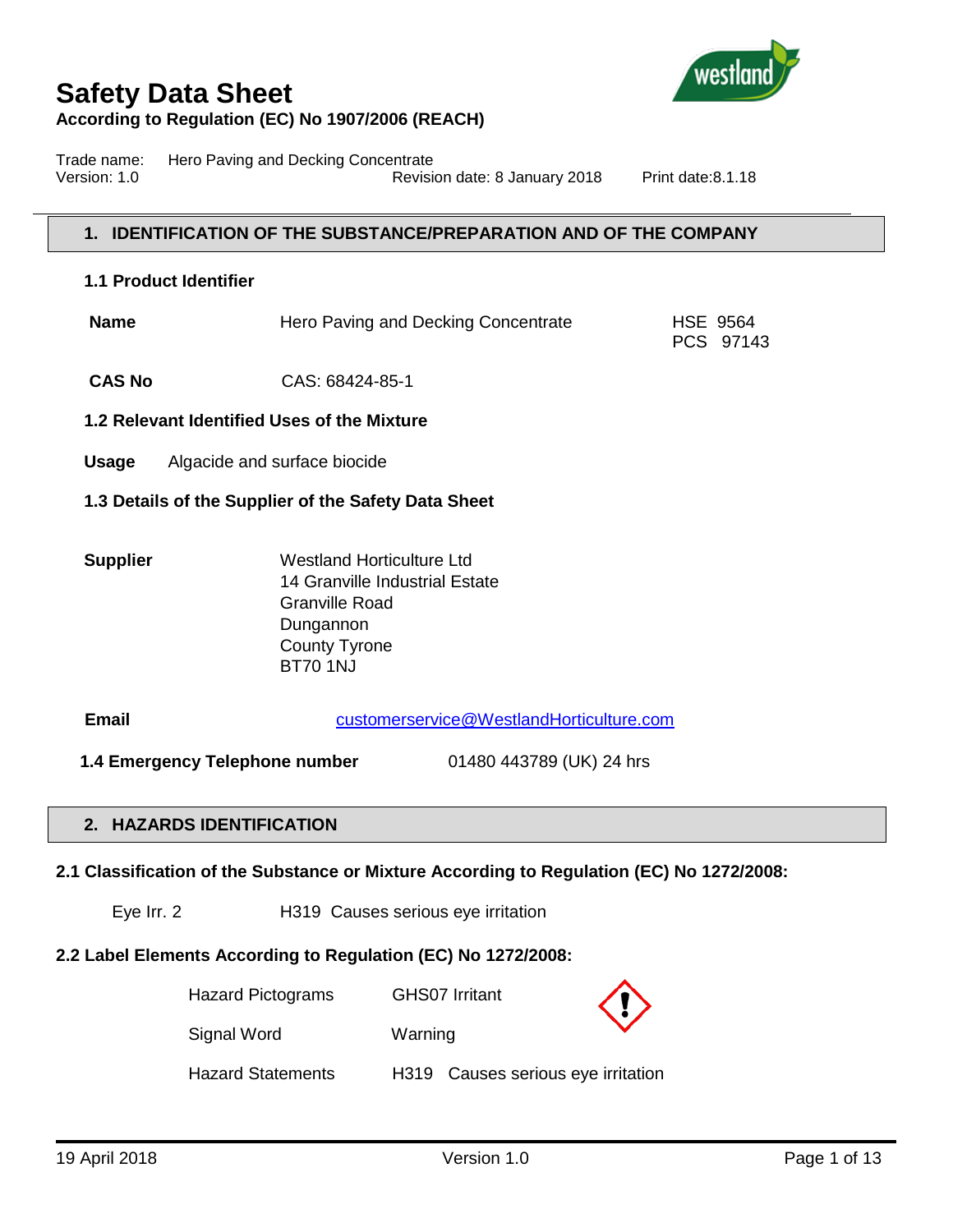# Safety Data Sheet

**According to Regulation (EC) No 1907/2006 (REACH)**

Trade name: Hero Paving and Decking Concentrate
Version: 1.0 Revision date: 8 January 2018 Print date:8.1.18

## 1. IDENTIFICATION OF THE SUBSTANCE/PREPARATION AND OF THE COMPANY

### 1.1 Product Identifier

**Name** Hero Paving and Decking Concentrate HSE 9564 PCS 97143

**CAS No** CAS: 68424-85-1

### 1.2 Relevant Identified Uses of the Mixture

**Usage** Algacide and surface biocide

### 1.3 Details of the Supplier of the Safety Data Sheet

**Supplier**
Westland Horticulture Ltd
14 Granville Industrial Estate
Granville Road
Dungannon
County Tyrone
BT70 1NJ

**Email** customerservice@WestlandHorticulture.com

**1.4 Emergency Telephone number** 01480 443789 (UK) 24 hrs

## 2. HAZARDS IDENTIFICATION

### 2.1 Classification of the Substance or Mixture According to Regulation (EC) No 1272/2008:

Eye Irr. 2 H319 Causes serious eye irritation

### 2.2 Label Elements According to Regulation (EC) No 1272/2008:

Hazard Pictograms GHS07 Irritant

Signal Word Warning

Hazard Statements H319 Causes serious eye irritation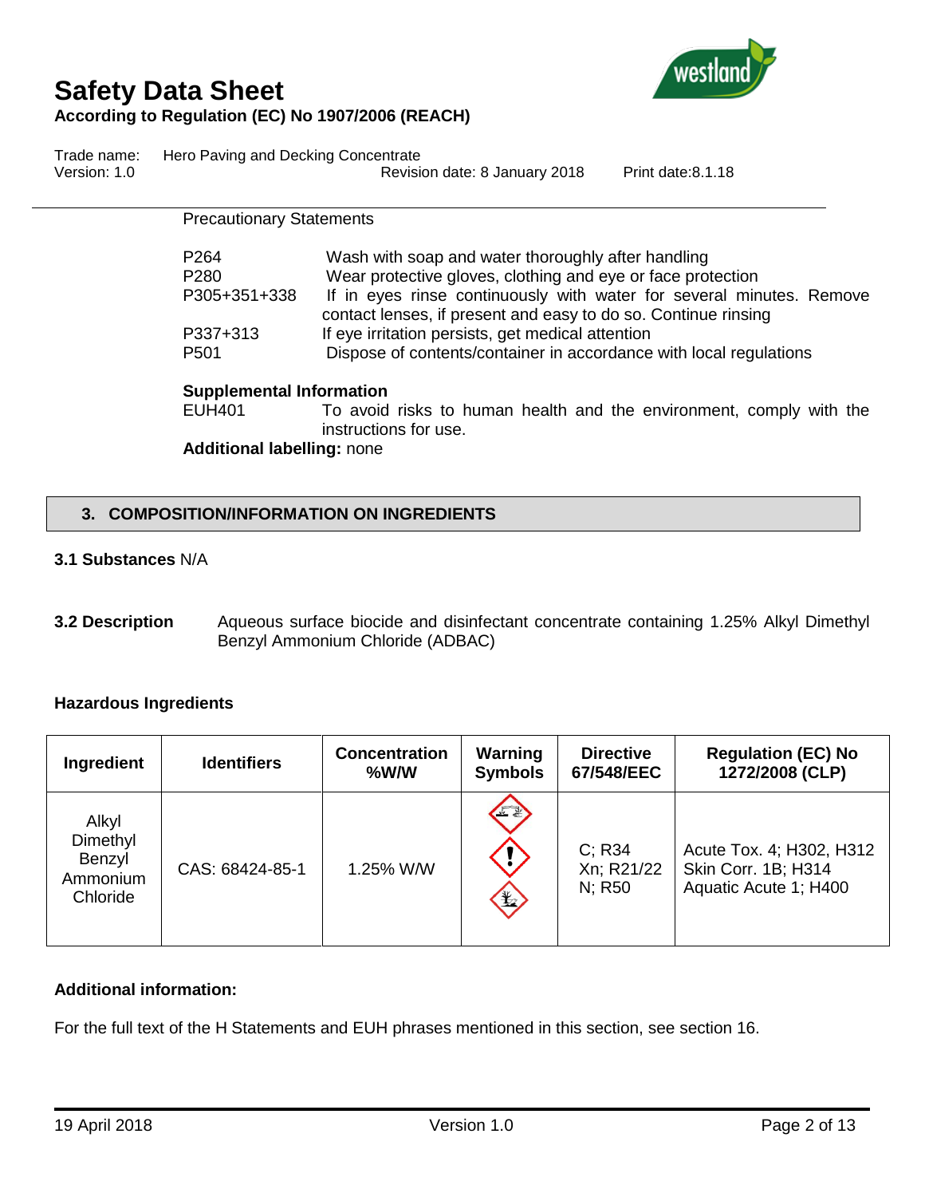Precautionary Statements

| | |
|---|---|
| P264 | Wash with soap and water thoroughly after handling |
| P280 | Wear protective gloves, clothing and eye or face protection |
| P305+351+338 | If in eyes rinse continuously with water for several minutes. Remove contact lenses, if present and easy to do so. Continue rinsing |
| P337+313 | If eye irritation persists, get medical attention |
| P501 | Dispose of contents/container in accordance with local regulations |

**Supplemental Information**

EUH401 To avoid risks to human health and the environment, comply with the instructions for use.

**Additional labelling:** none

## 3. COMPOSITION/INFORMATION ON INGREDIENTS

**3.1 Substances** N/A

**3.2 Description** Aqueous surface biocide and disinfectant concentrate containing 1.25% Alkyl Dimethyl Benzyl Ammonium Chloride (ADBAC)

**Hazardous Ingredients**

| Ingredient | Identifiers | Concentration %W/W | Warning Symbols | Directive 67/548/EEC | Regulation (EC) No 1272/2008 (CLP) |
|---|---|---|---|---|---|
| Alkyl Dimethyl Benzyl Ammonium Chloride | CAS: 68424-85-1 | 1.25% W/W | | C; R34<br>Xn; R21/22<br>N; R50 | Acute Tox. 4; H302, H312<br>Skin Corr. 1B; H314<br>Aquatic Acute 1; H400 |

**Additional information:**

For the full text of the H Statements and EUH phrases mentioned in this section, see section 16.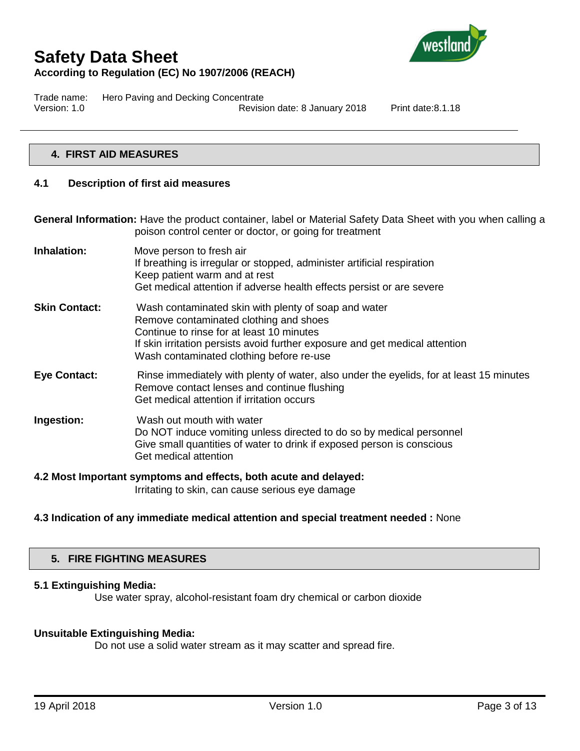## 4. FIRST AID MEASURES

### 4.1 Description of first aid measures

**General Information:** Have the product container, label or Material Safety Data Sheet with you when calling a poison control center or doctor, or going for treatment

**Inhalation:**
Move person to fresh air
If breathing is irregular or stopped, administer artificial respiration
Keep patient warm and at rest
Get medical attention if adverse health effects persist or are severe

**Skin Contact:**
Wash contaminated skin with plenty of soap and water
Remove contaminated clothing and shoes
Continue to rinse for at least 10 minutes
If skin irritation persists avoid further exposure and get medical attention
Wash contaminated clothing before re-use

**Eye Contact:**
Rinse immediately with plenty of water, also under the eyelids, for at least 15 minutes
Remove contact lenses and continue flushing
Get medical attention if irritation occurs

**Ingestion:**
Wash out mouth with water
Do NOT induce vomiting unless directed to do so by medical personnel
Give small quantities of water to drink if exposed person is conscious
Get medical attention

**4.2 Most Important symptoms and effects, both acute and delayed:**
Irritating to skin, can cause serious eye damage

**4.3 Indication of any immediate medical attention and special treatment needed :** None

## 5. FIRE FIGHTING MEASURES

**5.1 Extinguishing Media:**
Use water spray, alcohol-resistant foam dry chemical or carbon dioxide

**Unsuitable Extinguishing Media:**
Do not use a solid water stream as it may scatter and spread fire.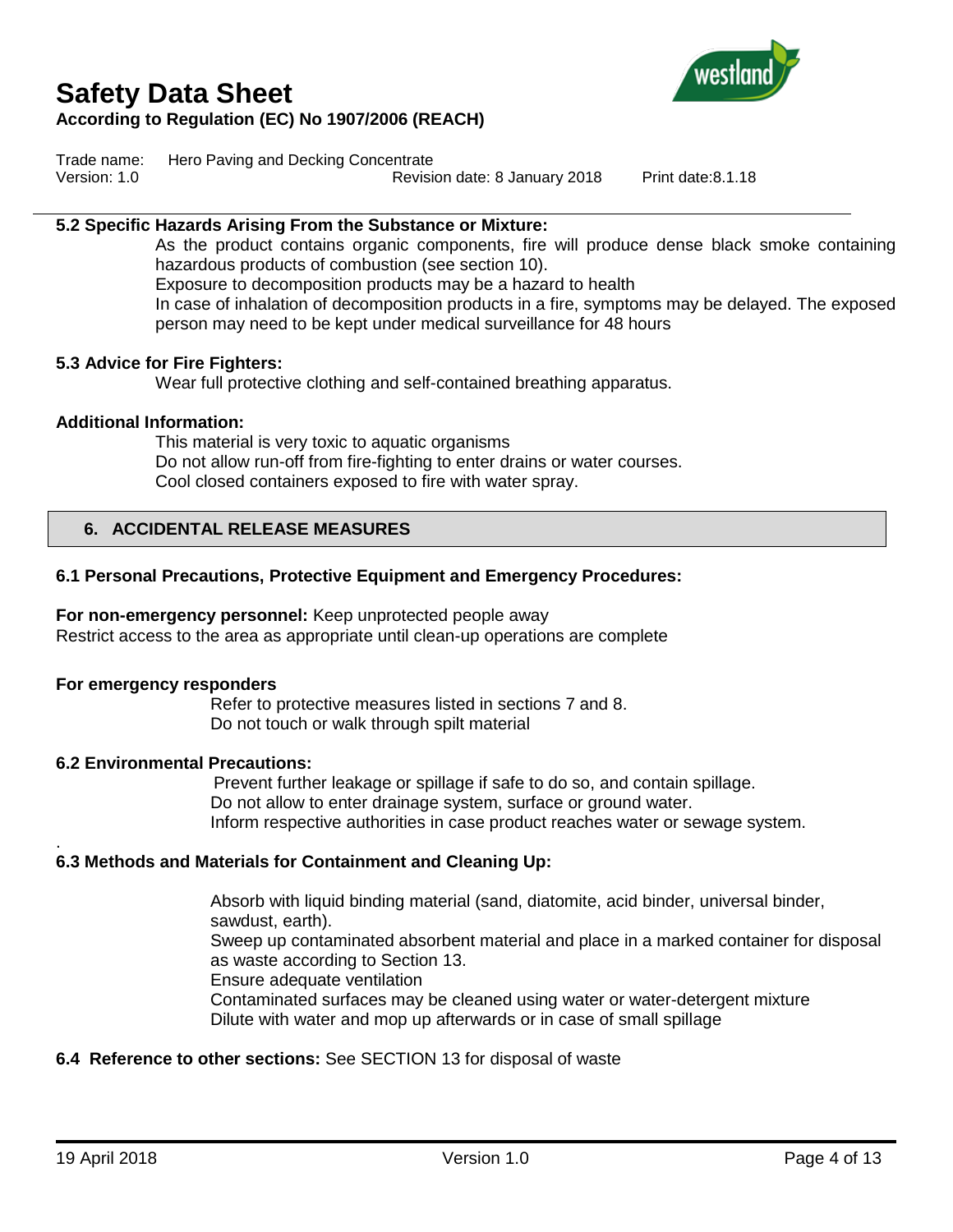### 5.2 Specific Hazards Arising From the Substance or Mixture:

As the product contains organic components, fire will produce dense black smoke containing hazardous products of combustion (see section 10).
Exposure to decomposition products may be a hazard to health
In case of inhalation of decomposition products in a fire, symptoms may be delayed. The exposed person may need to be kept under medical surveillance for 48 hours

### 5.3 Advice for Fire Fighters:

Wear full protective clothing and self-contained breathing apparatus.

### Additional Information:

This material is very toxic to aquatic organisms
Do not allow run-off from fire-fighting to enter drains or water courses.
Cool closed containers exposed to fire with water spray.

## 6. ACCIDENTAL RELEASE MEASURES

### 6.1 Personal Precautions, Protective Equipment and Emergency Procedures:

**For non-emergency personnel:** Keep unprotected people away
Restrict access to the area as appropriate until clean-up operations are complete

**For emergency responders**

Refer to protective measures listed in sections 7 and 8.
Do not touch or walk through spilt material

### 6.2 Environmental Precautions:

Prevent further leakage or spillage if safe to do so, and contain spillage.
Do not allow to enter drainage system, surface or ground water.
Inform respective authorities in case product reaches water or sewage system.

### 6.3 Methods and Materials for Containment and Cleaning Up:

Absorb with liquid binding material (sand, diatomite, acid binder, universal binder, sawdust, earth).
Sweep up contaminated absorbent material and place in a marked container for disposal as waste according to Section 13.
Ensure adequate ventilation
Contaminated surfaces may be cleaned using water or water-detergent mixture
Dilute with water and mop up afterwards or in case of small spillage

**6.4 Reference to other sections:** See SECTION 13 for disposal of waste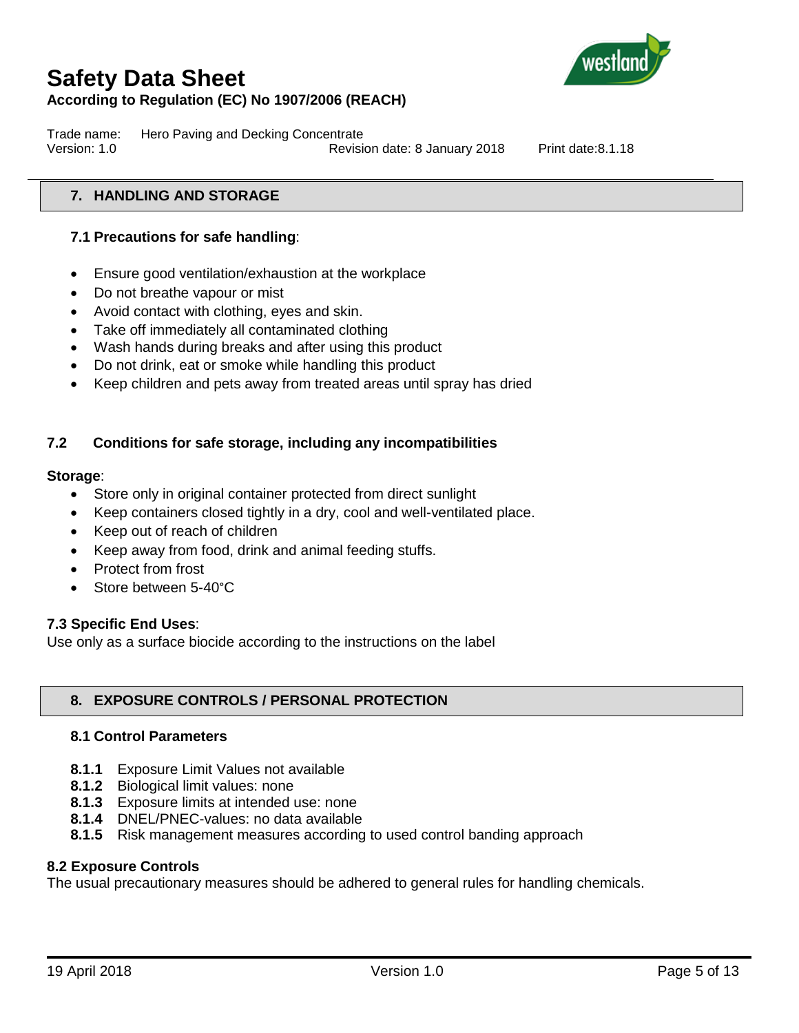## 7. HANDLING AND STORAGE

### 7.1 Precautions for safe handling:

- Ensure good ventilation/exhaustion at the workplace
- Do not breathe vapour or mist
- Avoid contact with clothing, eyes and skin.
- Take off immediately all contaminated clothing
- Wash hands during breaks and after using this product
- Do not drink, eat or smoke while handling this product
- Keep children and pets away from treated areas until spray has dried

### 7.2 Conditions for safe storage, including any incompatibilities

**Storage**:

- Store only in original container protected from direct sunlight
- Keep containers closed tightly in a dry, cool and well-ventilated place.
- Keep out of reach of children
- Keep away from food, drink and animal feeding stuffs.
- Protect from frost
- Store between 5-40°C

### 7.3 Specific End Uses:

Use only as a surface biocide according to the instructions on the label

## 8. EXPOSURE CONTROLS / PERSONAL PROTECTION

### 8.1 Control Parameters

**8.1.1** Exposure Limit Values not available
**8.1.2** Biological limit values: none
**8.1.3** Exposure limits at intended use: none
**8.1.4** DNEL/PNEC-values: no data available
**8.1.5** Risk management measures according to used control banding approach

### 8.2 Exposure Controls

The usual precautionary measures should be adhered to general rules for handling chemicals.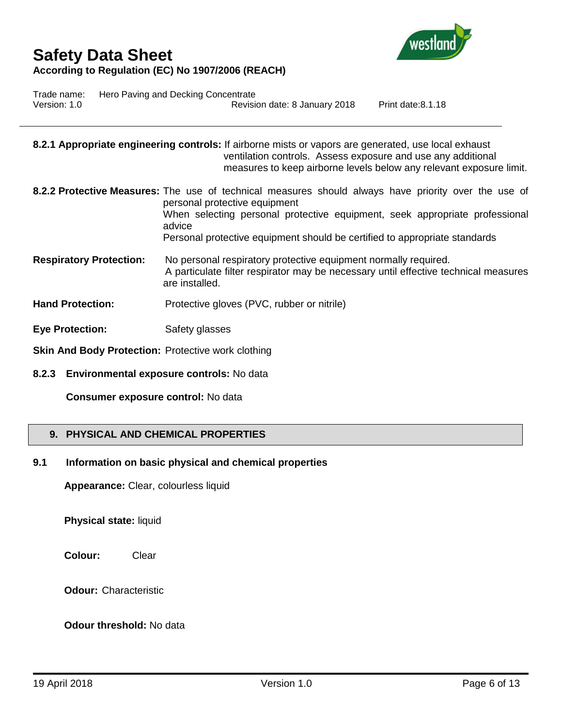**8.2.1 Appropriate engineering controls:** If airborne mists or vapors are generated, use local exhaust ventilation controls. Assess exposure and use any additional measures to keep airborne levels below any relevant exposure limit.

**8.2.2 Protective Measures:** The use of technical measures should always have priority over the use of personal protective equipment
When selecting personal protective equipment, seek appropriate professional advice
Personal protective equipment should be certified to appropriate standards

**Respiratory Protection:** No personal respiratory protective equipment normally required.
A particulate filter respirator may be necessary until effective technical measures are installed.

**Hand Protection:** Protective gloves (PVC, rubber or nitrile)

**Eye Protection:** Safety glasses

**Skin And Body Protection:** Protective work clothing

**8.2.3 Environmental exposure controls:** No data

**Consumer exposure control:** No data

## 9. PHYSICAL AND CHEMICAL PROPERTIES

### 9.1 Information on basic physical and chemical properties

**Appearance:** Clear, colourless liquid

**Physical state:** liquid

**Colour:** Clear

**Odour:** Characteristic

**Odour threshold:** No data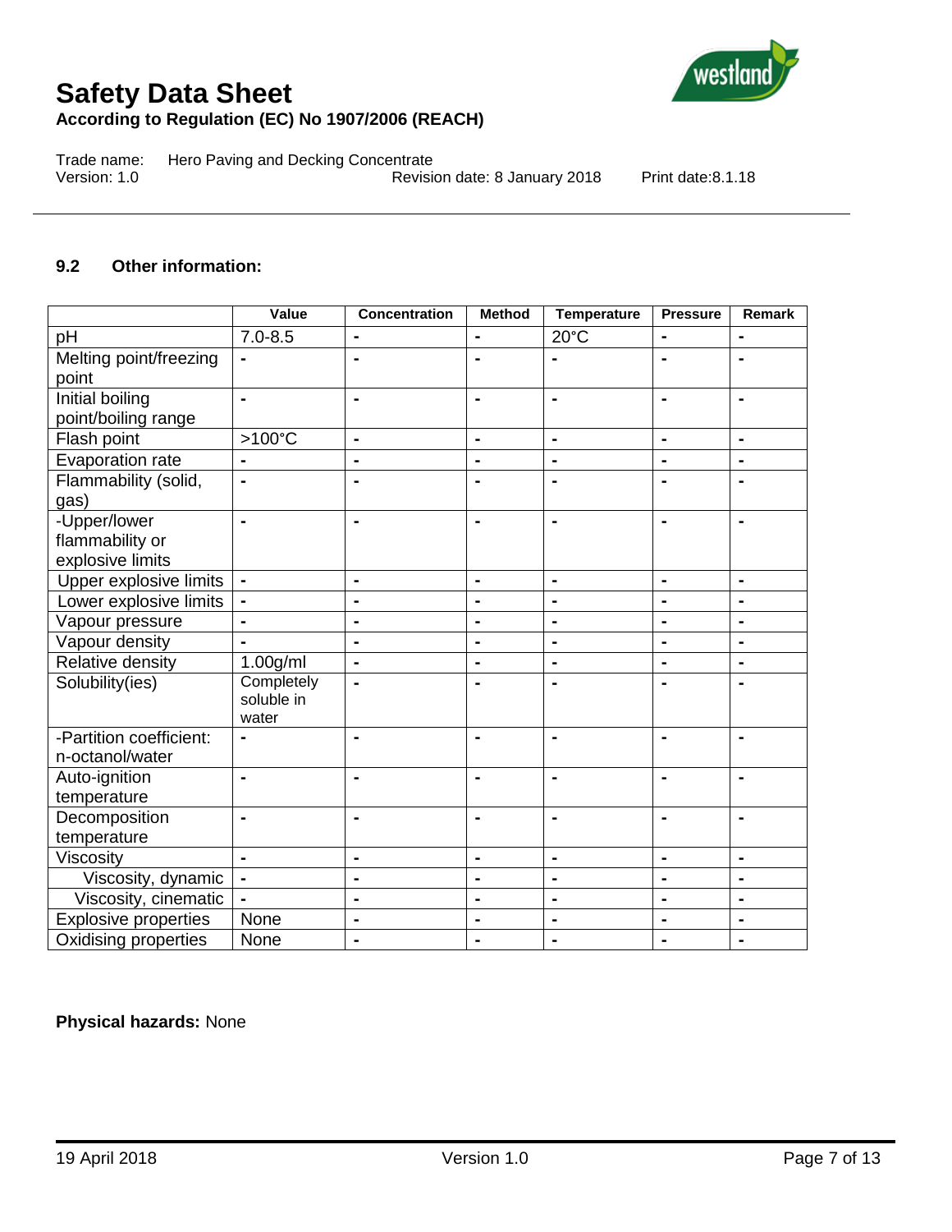### 9.2 Other information:

| | Value | Concentration | Method | Temperature | Pressure | Remark |
|---|---|---|---|---|---|---|
| pH | 7.0-8.5 | - | - | 20°C | - | - |
| Melting point/freezing point | - | - | - | - | - | - |
| Initial boiling point/boiling range | - | - | - | - | - | - |
| Flash point | >100°C | - | - | - | - | - |
| Evaporation rate | - | - | - | - | - | - |
| Flammability (solid, gas) | - | - | - | - | - | - |
| -Upper/lower flammability or explosive limits | - | - | - | - | - | - |
| Upper explosive limits | - | - | - | - | - | - |
| Lower explosive limits | - | - | - | - | - | - |
| Vapour pressure | - | - | - | - | - | - |
| Vapour density | - | - | - | - | - | - |
| Relative density | 1.00g/ml | - | - | - | - | - |
| Solubility(ies) | Completely soluble in water | - | - | - | - | - |
| -Partition coefficient: n-octanol/water | - | - | - | - | - | - |
| Auto-ignition temperature | - | - | - | - | - | - |
| Decomposition temperature | - | - | - | - | - | - |
| Viscosity | - | - | - | - | - | - |
| Viscosity, dynamic | - | - | - | - | - | - |
| Viscosity, cinematic | - | - | - | - | - | - |
| Explosive properties | None | - | - | - | - | - |
| Oxidising properties | None | - | - | - | - | - |

**Physical hazards:** None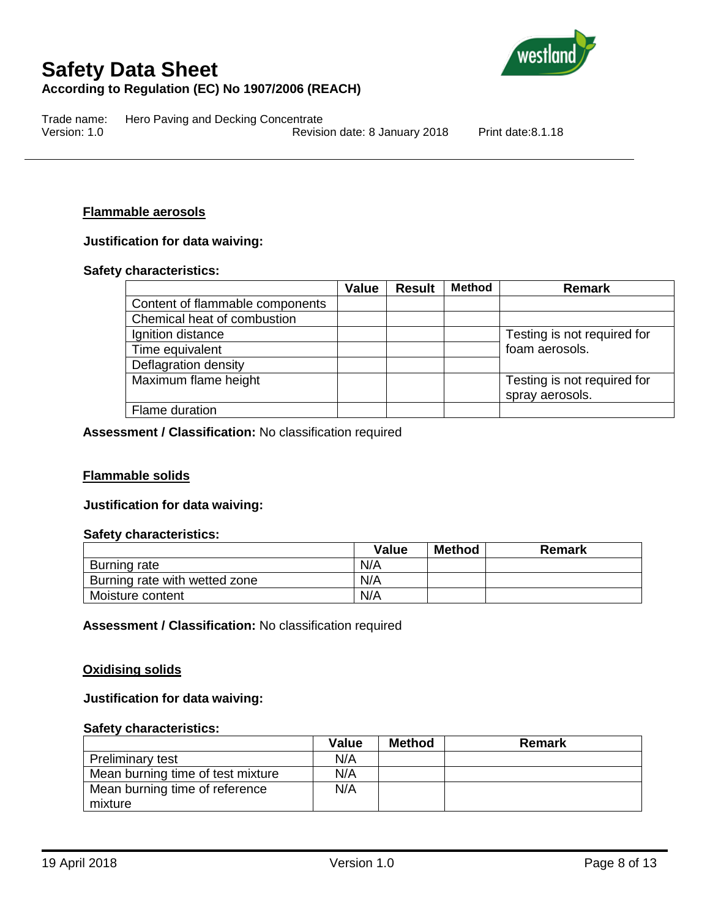### Flammable aerosols

**Justification for data waiving:**

**Safety characteristics:**

| | Value | Result | Method | Remark |
|---|---|---|---|---|
| Content of flammable components | | | | |
| Chemical heat of combustion | | | | |
| Ignition distance | | | | Testing is not required for foam aerosols. |
| Time equivalent | | | | |
| Deflagration density | | | | |
| Maximum flame height | | | | Testing is not required for spray aerosols. |
| Flame duration | | | | |

**Assessment / Classification:** No classification required

### Flammable solids

**Justification for data waiving:**

**Safety characteristics:**

| | Value | Method | Remark |
|---|---|---|---|
| Burning rate | N/A | | |
| Burning rate with wetted zone | N/A | | |
| Moisture content | N/A | | |

**Assessment / Classification:** No classification required

### Oxidising solids

**Justification for data waiving:**

**Safety characteristics:**

| | Value | Method | Remark |
|---|---|---|---|
| Preliminary test | N/A | | |
| Mean burning time of test mixture | N/A | | |
| Mean burning time of reference mixture | N/A | | |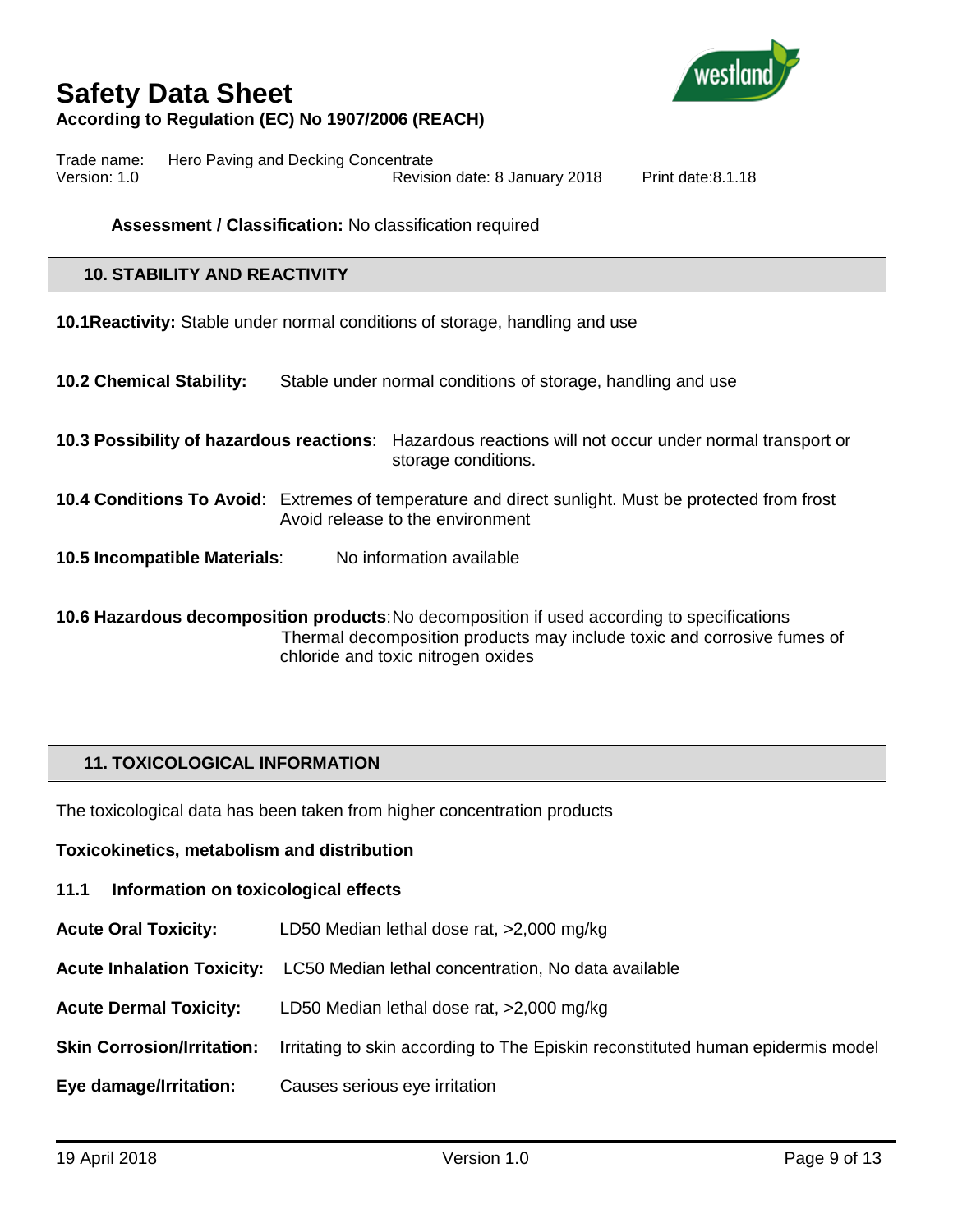**Assessment / Classification:** No classification required

## 10. STABILITY AND REACTIVITY

**10.1Reactivity:** Stable under normal conditions of storage, handling and use

**10.2 Chemical Stability:** Stable under normal conditions of storage, handling and use

**10.3 Possibility of hazardous reactions**: Hazardous reactions will not occur under normal transport or storage conditions.

**10.4 Conditions To Avoid**: Extremes of temperature and direct sunlight. Must be protected from frost
Avoid release to the environment

**10.5 Incompatible Materials**: No information available

**10.6 Hazardous decomposition products**:No decomposition if used according to specifications
Thermal decomposition products may include toxic and corrosive fumes of chloride and toxic nitrogen oxides

## 11. TOXICOLOGICAL INFORMATION

The toxicological data has been taken from higher concentration products

**Toxicokinetics, metabolism and distribution**

**11.1 Information on toxicological effects**

**Acute Oral Toxicity:** LD50 Median lethal dose rat, >2,000 mg/kg

**Acute Inhalation Toxicity:** LC50 Median lethal concentration, No data available

**Acute Dermal Toxicity:** LD50 Median lethal dose rat, >2,000 mg/kg

**Skin Corrosion/Irritation:** Irritating to skin according to The Episkin reconstituted human epidermis model

**Eye damage/Irritation:** Causes serious eye irritation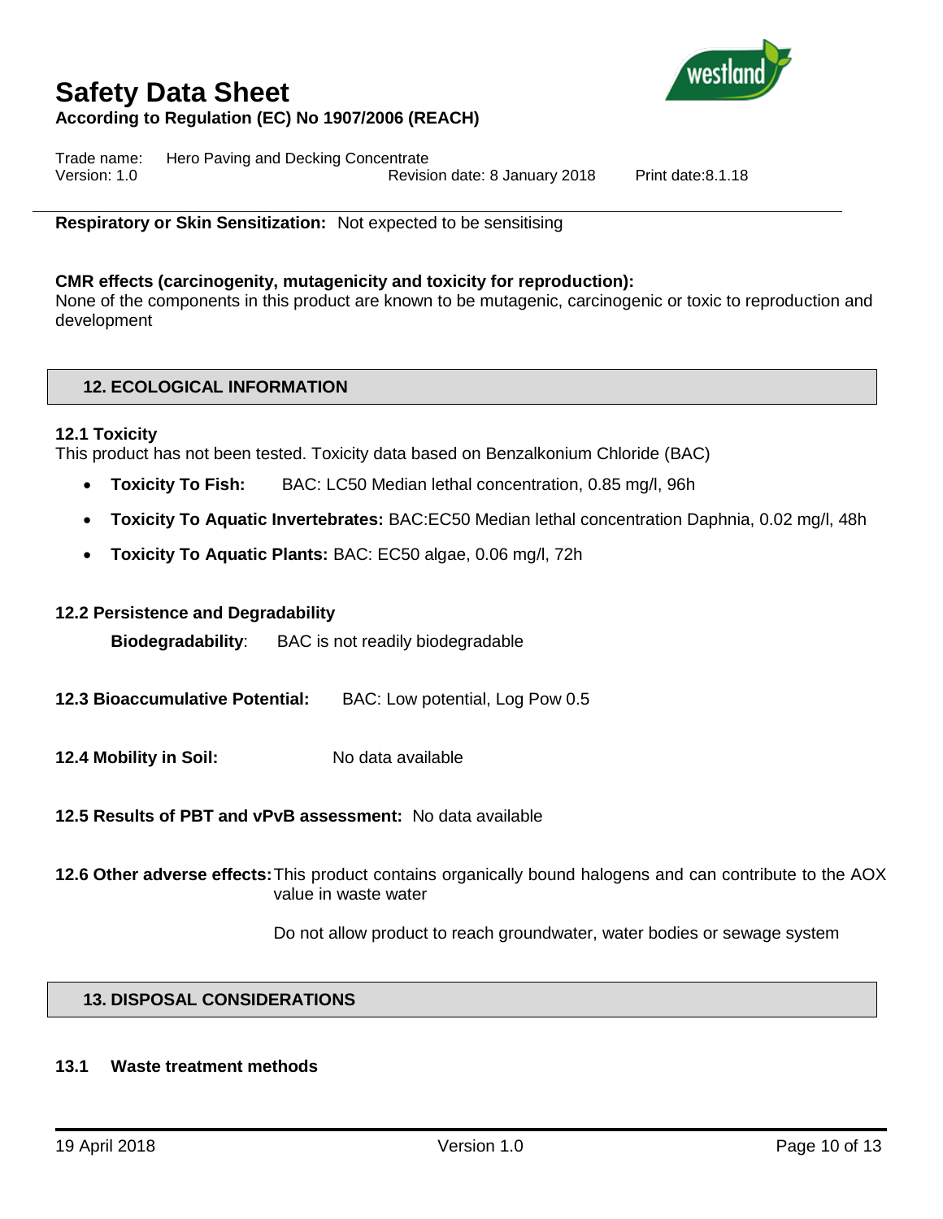**Respiratory or Skin Sensitization:** Not expected to be sensitising

**CMR effects (carcinogenity, mutagenicity and toxicity for reproduction):**
None of the components in this product are known to be mutagenic, carcinogenic or toxic to reproduction and development

## 12. ECOLOGICAL INFORMATION

### 12.1 Toxicity

This product has not been tested. Toxicity data based on Benzalkonium Chloride (BAC)

- **Toxicity To Fish:** BAC: LC50 Median lethal concentration, 0.85 mg/l, 96h
- **Toxicity To Aquatic Invertebrates:** BAC:EC50 Median lethal concentration Daphnia, 0.02 mg/l, 48h
- **Toxicity To Aquatic Plants:** BAC: EC50 algae, 0.06 mg/l, 72h

### 12.2 Persistence and Degradability

**Biodegradability**: BAC is not readily biodegradable

**12.3 Bioaccumulative Potential:** BAC: Low potential, Log Pow 0.5

**12.4 Mobility in Soil:** No data available

**12.5 Results of PBT and vPvB assessment:** No data available

**12.6 Other adverse effects:** This product contains organically bound halogens and can contribute to the AOX value in waste water

Do not allow product to reach groundwater, water bodies or sewage system

## 13. DISPOSAL CONSIDERATIONS

### 13.1 Waste treatment methods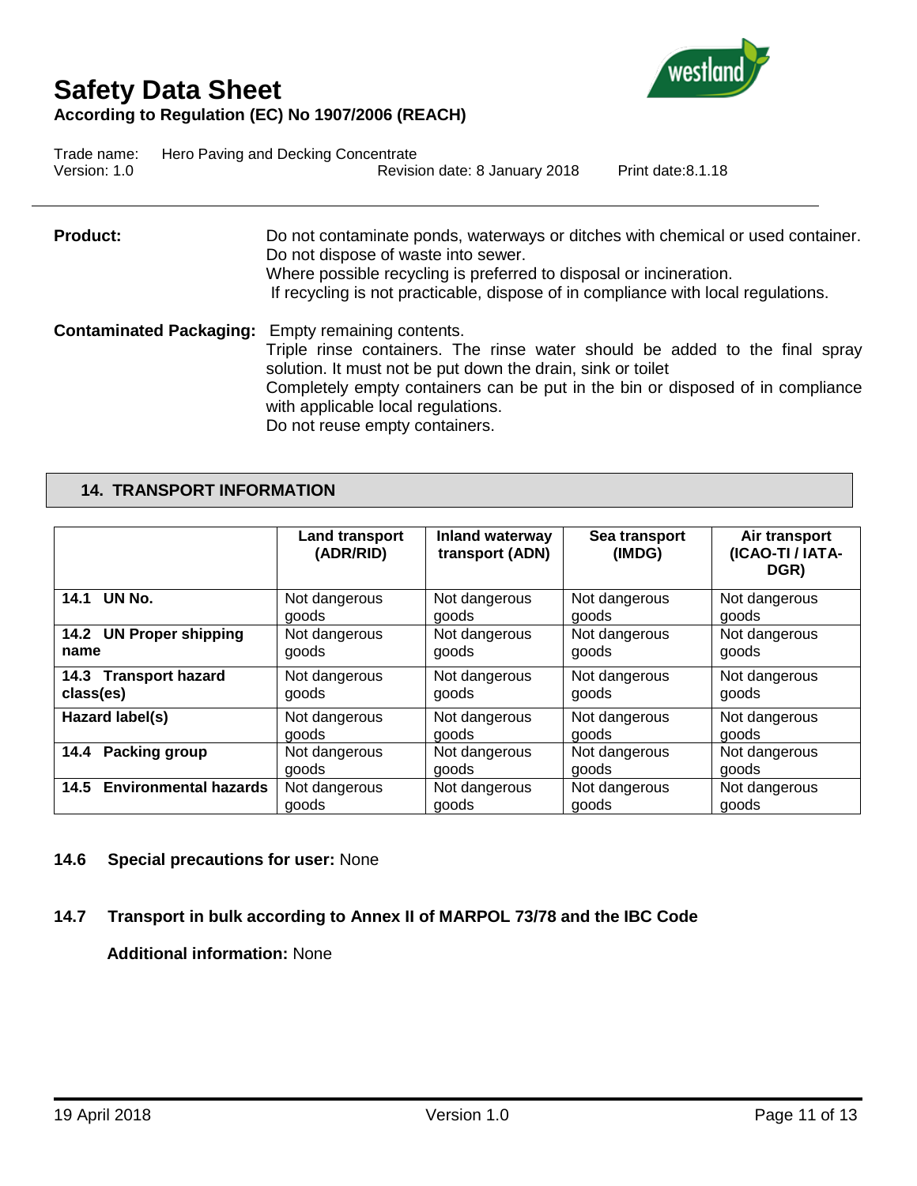**Product:** Do not contaminate ponds, waterways or ditches with chemical or used container. Do not dispose of waste into sewer.
Where possible recycling is preferred to disposal or incineration.
If recycling is not practicable, dispose of in compliance with local regulations.

**Contaminated Packaging:** Empty remaining contents.
Triple rinse containers. The rinse water should be added to the final spray solution. It must not be put down the drain, sink or toilet
Completely empty containers can be put in the bin or disposed of in compliance with applicable local regulations.
Do not reuse empty containers.

## 14. TRANSPORT INFORMATION

| | Land transport (ADR/RID) | Inland waterway transport (ADN) | Sea transport (IMDG) | Air transport (ICAO-TI / IATA-DGR) |
|---|---|---|---|---|
| **14.1 UN No.** | Not dangerous goods | Not dangerous goods | Not dangerous goods | Not dangerous goods |
| **14.2 UN Proper shipping name** | Not dangerous goods | Not dangerous goods | Not dangerous goods | Not dangerous goods |
| **14.3 Transport hazard class(es)** | Not dangerous goods | Not dangerous goods | Not dangerous goods | Not dangerous goods |
| **Hazard label(s)** | Not dangerous goods | Not dangerous goods | Not dangerous goods | Not dangerous goods |
| **14.4 Packing group** | Not dangerous goods | Not dangerous goods | Not dangerous goods | Not dangerous goods |
| **14.5 Environmental hazards** | Not dangerous goods | Not dangerous goods | Not dangerous goods | Not dangerous goods |

**14.6 Special precautions for user:** None

**14.7 Transport in bulk according to Annex II of MARPOL 73/78 and the IBC Code**

**Additional information:** None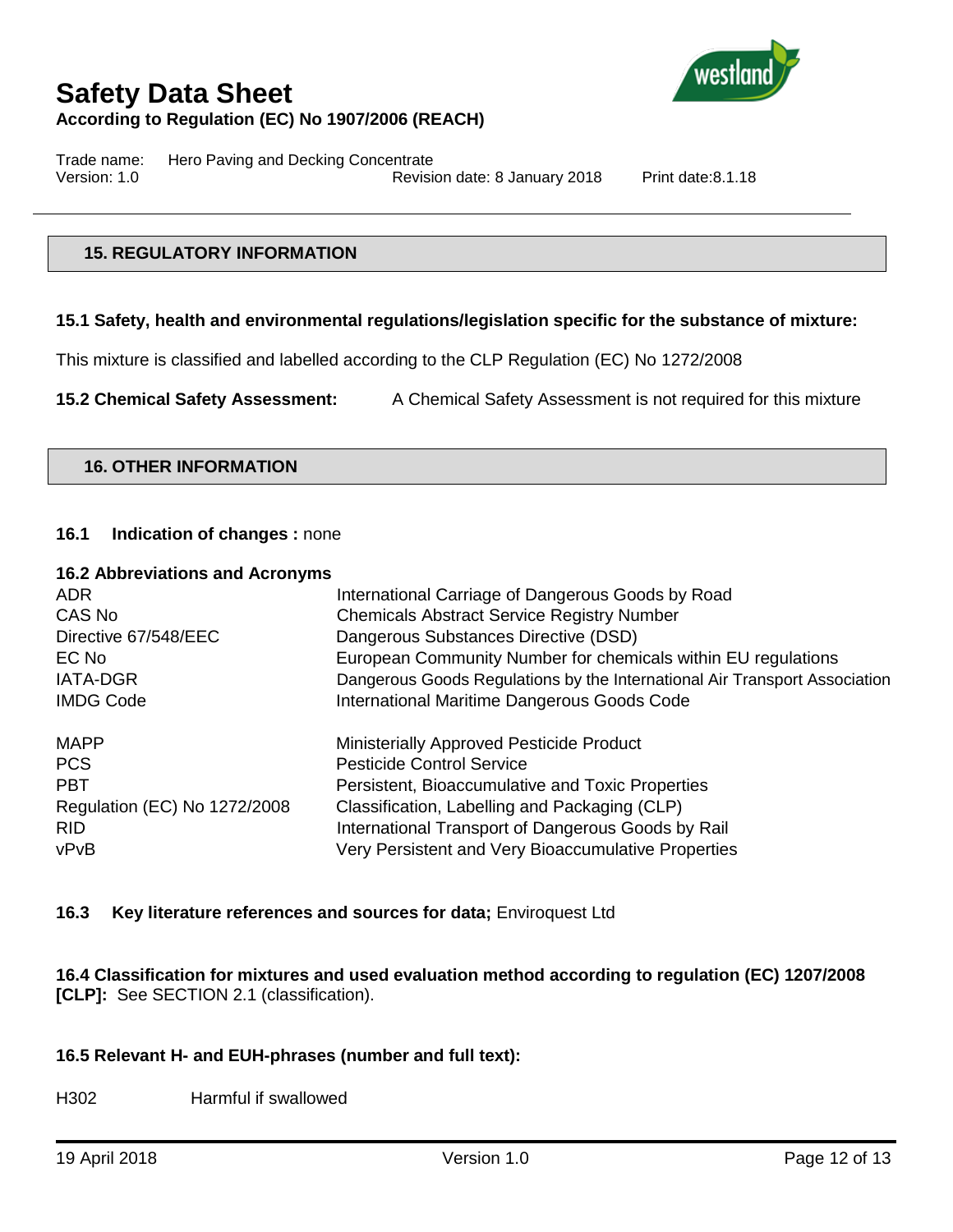## 15. REGULATORY INFORMATION

### 15.1 Safety, health and environmental regulations/legislation specific for the substance of mixture:

This mixture is classified and labelled according to the CLP Regulation (EC) No 1272/2008

**15.2 Chemical Safety Assessment:** A Chemical Safety Assessment is not required for this mixture

## 16. OTHER INFORMATION

**16.1 Indication of changes :** none

### 16.2 Abbreviations and Acronyms

| | |
|---|---|
| ADR | International Carriage of Dangerous Goods by Road |
| CAS No | Chemicals Abstract Service Registry Number |
| Directive 67/548/EEC | Dangerous Substances Directive (DSD) |
| EC No | European Community Number for chemicals within EU regulations |
| IATA-DGR | Dangerous Goods Regulations by the International Air Transport Association |
| IMDG Code | International Maritime Dangerous Goods Code |
| MAPP | Ministerially Approved Pesticide Product |
| PCS | Pesticide Control Service |
| PBT | Persistent, Bioaccumulative and Toxic Properties |
| Regulation (EC) No 1272/2008 | Classification, Labelling and Packaging (CLP) |
| RID | International Transport of Dangerous Goods by Rail |
| vPvB | Very Persistent and Very Bioaccumulative Properties |

**16.3 Key literature references and sources for data;** Enviroquest Ltd

**16.4 Classification for mixtures and used evaluation method according to regulation (EC) 1207/2008 [CLP]:** See SECTION 2.1 (classification).

**16.5 Relevant H- and EUH-phrases (number and full text):**

H302 Harmful if swallowed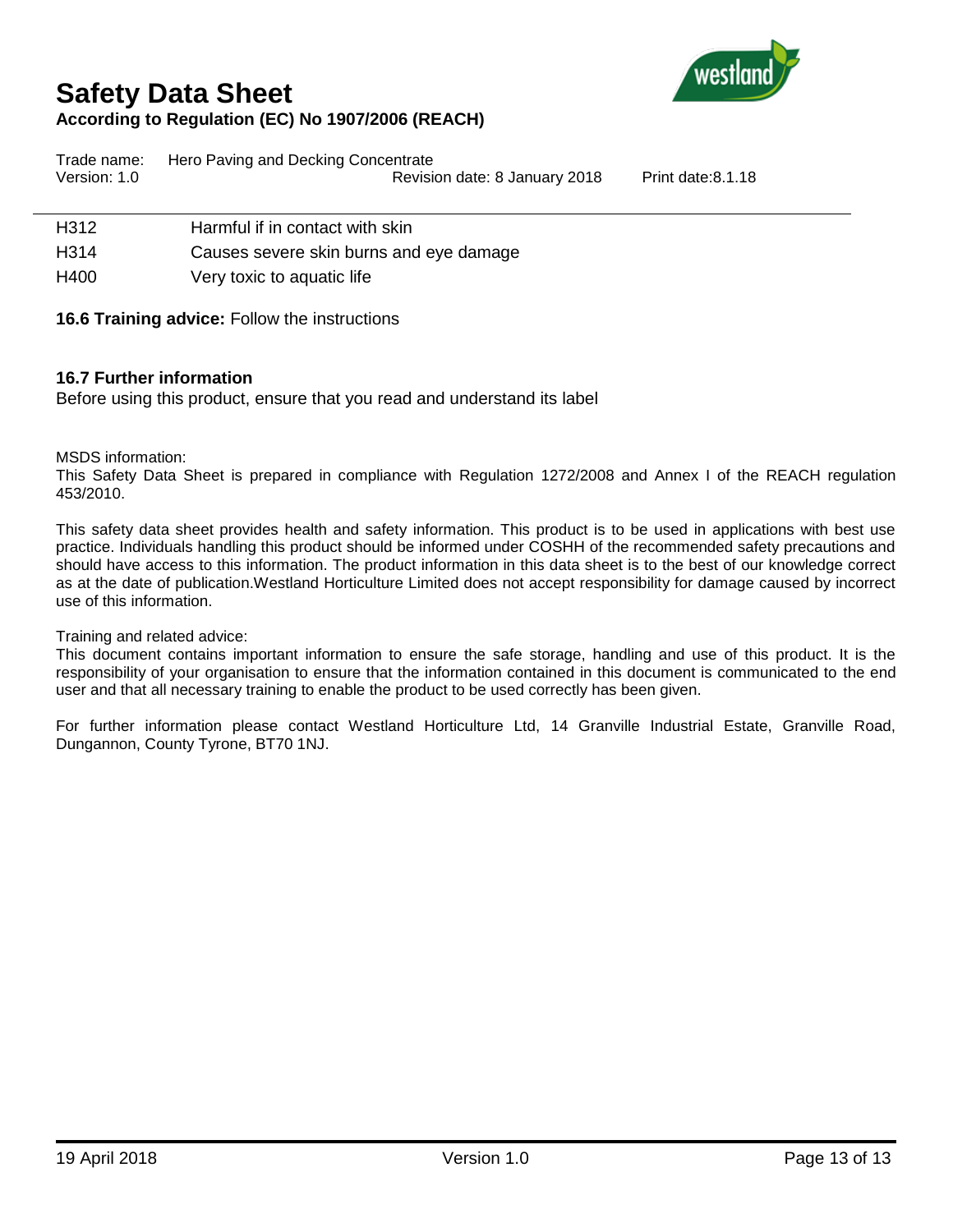| | |
|---|---|
| H312 | Harmful if in contact with skin |
| H314 | Causes severe skin burns and eye damage |
| H400 | Very toxic to aquatic life |

**16.6 Training advice:** Follow the instructions

### 16.7 Further information

Before using this product, ensure that you read and understand its label

MSDS information:
This Safety Data Sheet is prepared in compliance with Regulation 1272/2008 and Annex I of the REACH regulation 453/2010.

This safety data sheet provides health and safety information. This product is to be used in applications with best use practice. Individuals handling this product should be informed under COSHH of the recommended safety precautions and should have access to this information. The product information in this data sheet is to the best of our knowledge correct as at the date of publication.Westland Horticulture Limited does not accept responsibility for damage caused by incorrect use of this information.

Training and related advice:
This document contains important information to ensure the safe storage, handling and use of this product. It is the responsibility of your organisation to ensure that the information contained in this document is communicated to the end user and that all necessary training to enable the product to be used correctly has been given.

For further information please contact Westland Horticulture Ltd, 14 Granville Industrial Estate, Granville Road, Dungannon, County Tyrone, BT70 1NJ.